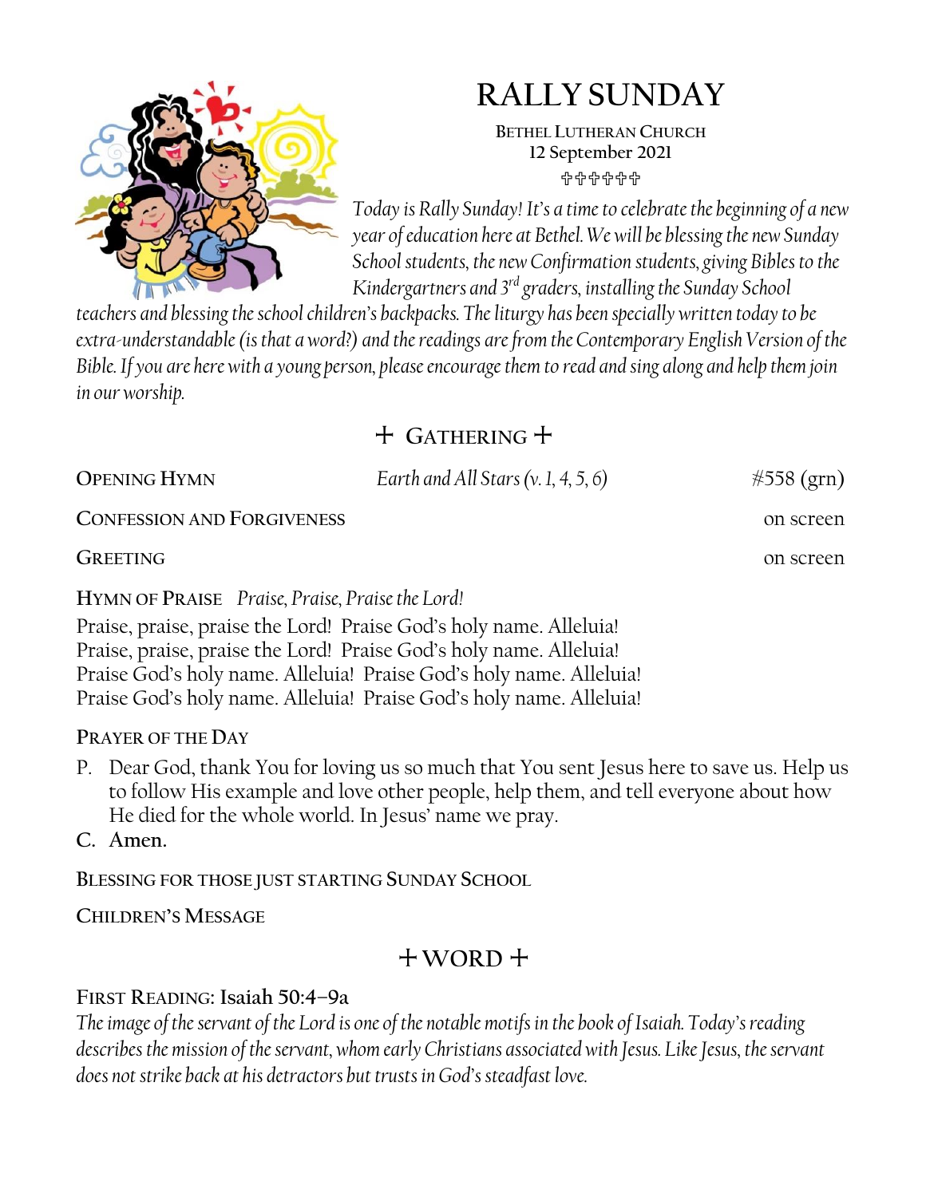# RALLY SUNDAY

**BETHEL LUTHERAN CHURCH**
**12 September 2021**
✞✞✞✞✞✞

*Today is Rally Sunday! It's a time to celebrate the beginning of a new year of education here at Bethel. We will be blessing the new Sunday School students, the new Confirmation students, giving Bibles to the Kindergartners and 3rd graders, installing the Sunday School teachers and blessing the school children's backpacks. The liturgy has been specially written today to be extra-understandable (is that a word?) and the readings are from the Contemporary English Version of the Bible. If you are here with a young person, please encourage them to read and sing along and help them join in our worship.*

## + GATHERING +

**OPENING HYMN** — *Earth and All Stars (v. 1, 4, 5, 6)* — #558 (grn)

**CONFESSION AND FORGIVENESS** — on screen

**GREETING** — on screen

**HYMN OF PRAISE** *Praise, Praise, Praise the Lord!*

Praise, praise, praise the Lord! Praise God's holy name. Alleluia!
Praise, praise, praise the Lord! Praise God's holy name. Alleluia!
Praise God's holy name. Alleluia! Praise God's holy name. Alleluia!
Praise God's holy name. Alleluia! Praise God's holy name. Alleluia!

**PRAYER OF THE DAY**

P. Dear God, thank You for loving us so much that You sent Jesus here to save us. Help us to follow His example and love other people, help them, and tell everyone about how He died for the whole world. In Jesus' name we pray.

**C. Amen.**

**BLESSING FOR THOSE JUST STARTING SUNDAY SCHOOL**

**CHILDREN'S MESSAGE**

## + WORD +

**FIRST READING: Isaiah 50:4–9a**

*The image of the servant of the Lord is one of the notable motifs in the book of Isaiah. Today's reading describes the mission of the servant, whom early Christians associated with Jesus. Like Jesus, the servant does not strike back at his detractors but trusts in God's steadfast love.*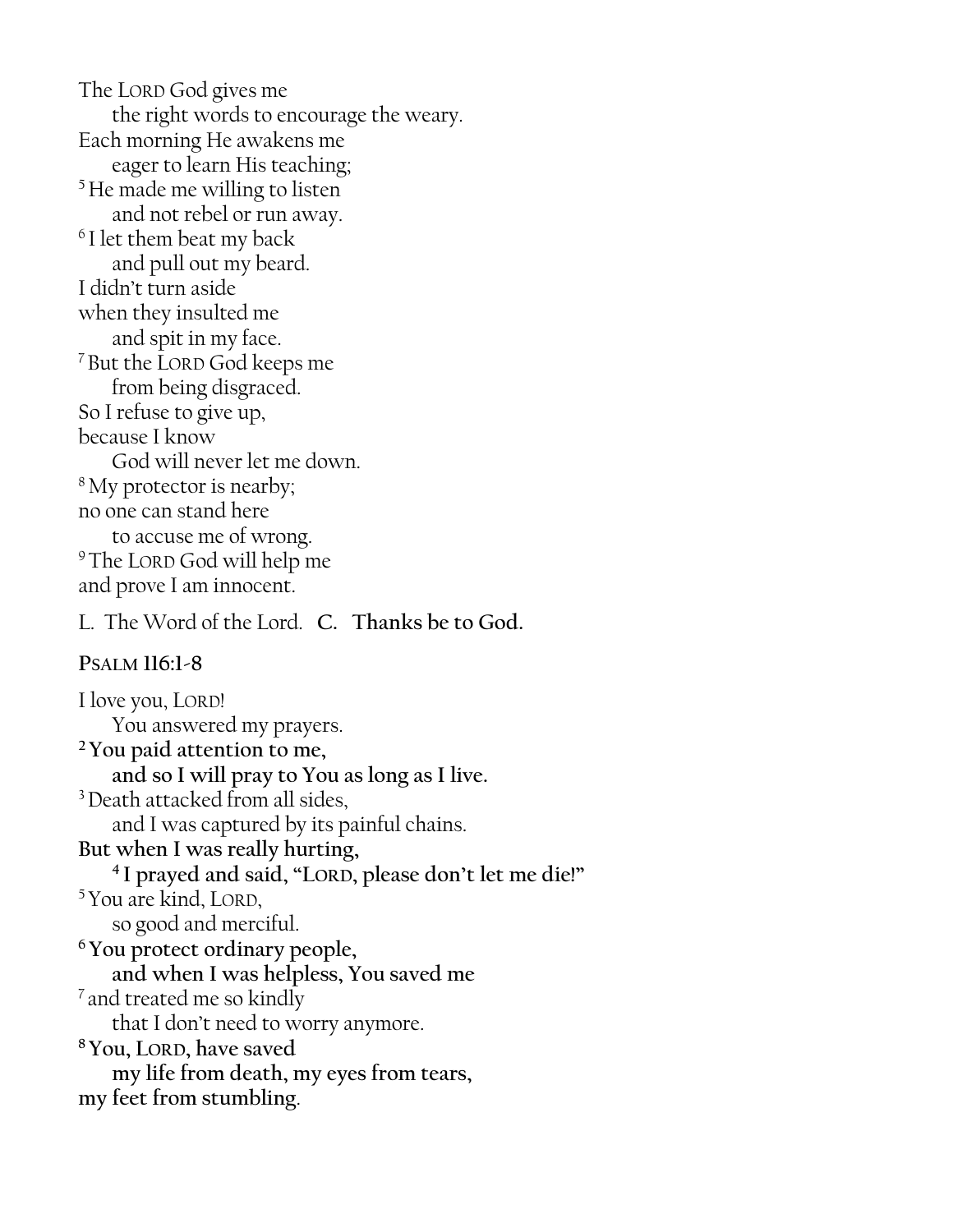The LORD God gives me
  the right words to encourage the weary.
Each morning He awakens me
  eager to learn His teaching;
[5] He made me willing to listen
  and not rebel or run away.
[6] I let them beat my back
  and pull out my beard.
I didn't turn aside
when they insulted me
  and spit in my face.
[7] But the LORD God keeps me
  from being disgraced.
So I refuse to give up,
because I know
  God will never let me down.
[8] My protector is nearby;
no one can stand here
  to accuse me of wrong.
[9] The LORD God will help me
and prove I am innocent.

L. The Word of the Lord. **C. Thanks be to God.**

**PSALM 116:1-8**

I love you, LORD!
  You answered my prayers.
**[2] You paid attention to me,**
  **and so I will pray to You as long as I live.**
[3] Death attacked from all sides,
  and I was captured by its painful chains.
**But when I was really hurting,**
  **[4] I prayed and said, "LORD, please don't let me die!"**
[5] You are kind, LORD,
  so good and merciful.
**[6] You protect ordinary people,**
  **and when I was helpless, You saved me**
[7] and treated me so kindly
  that I don't need to worry anymore.
**[8] You, LORD, have saved**
  **my life from death, my eyes from tears,**
**my feet from stumbling.**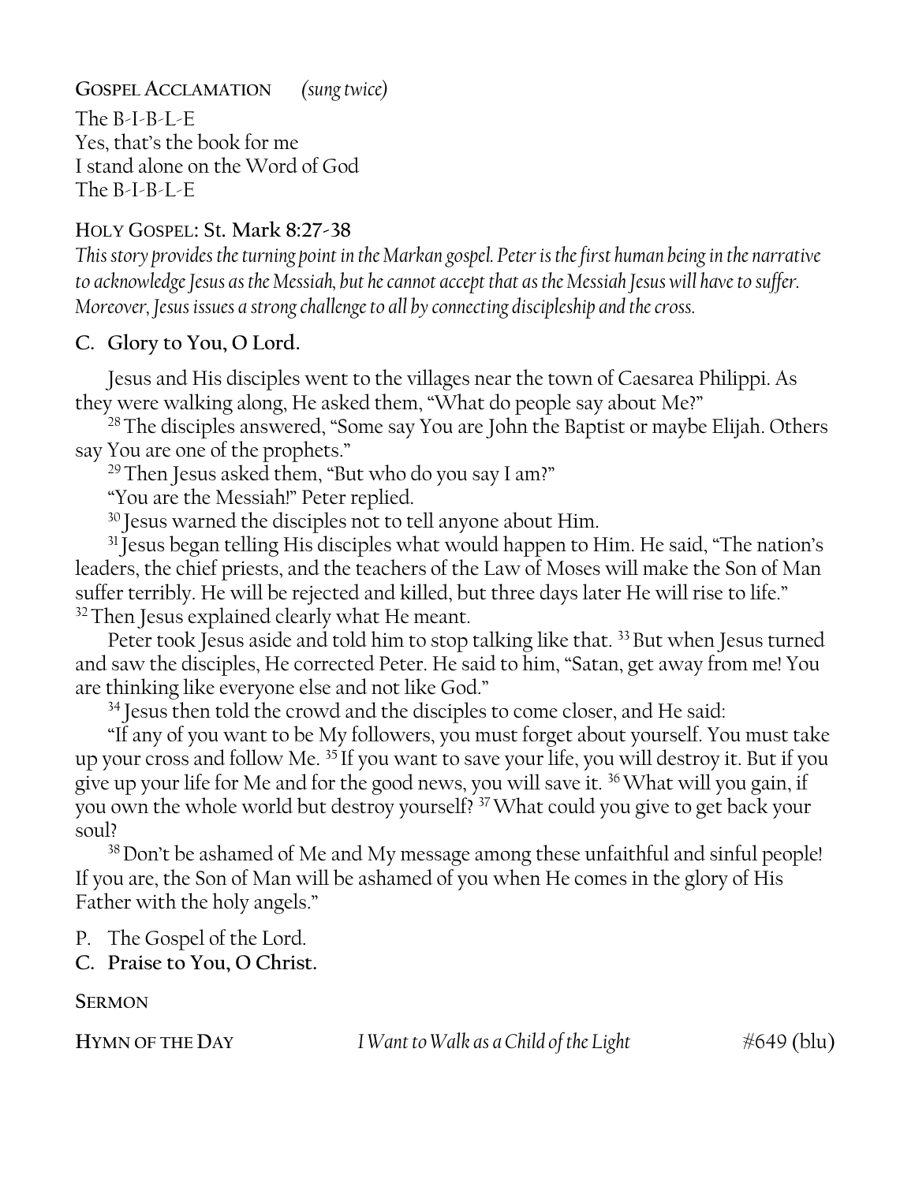**Gospel Acclamation** *(sung twice)*

The B-I-B-L-E
Yes, that's the book for me
I stand alone on the Word of God
The B-I-B-L-E

**Holy Gospel: St. Mark 8:27-38**

*This story provides the turning point in the Markan gospel. Peter is the first human being in the narrative to acknowledge Jesus as the Messiah, but he cannot accept that as the Messiah Jesus will have to suffer. Moreover, Jesus issues a strong challenge to all by connecting discipleship and the cross.*

C. **Glory to You, O Lord.**

Jesus and His disciples went to the villages near the town of Caesarea Philippi. As they were walking along, He asked them, "What do people say about Me?"

[28] The disciples answered, "Some say You are John the Baptist or maybe Elijah. Others say You are one of the prophets."

[29] Then Jesus asked them, "But who do you say I am?"

"You are the Messiah!" Peter replied.

[30] Jesus warned the disciples not to tell anyone about Him.

[31] Jesus began telling His disciples what would happen to Him. He said, "The nation's leaders, the chief priests, and the teachers of the Law of Moses will make the Son of Man suffer terribly. He will be rejected and killed, but three days later He will rise to life." [32] Then Jesus explained clearly what He meant.

Peter took Jesus aside and told him to stop talking like that. [33] But when Jesus turned and saw the disciples, He corrected Peter. He said to him, "Satan, get away from me! You are thinking like everyone else and not like God."

[34] Jesus then told the crowd and the disciples to come closer, and He said:

"If any of you want to be My followers, you must forget about yourself. You must take up your cross and follow Me. [35] If you want to save your life, you will destroy it. But if you give up your life for Me and for the good news, you will save it. [36] What will you gain, if you own the whole world but destroy yourself? [37] What could you give to get back your soul?

[38] Don't be ashamed of Me and My message among these unfaithful and sinful people! If you are, the Son of Man will be ashamed of you when He comes in the glory of His Father with the holy angels."

P. The Gospel of the Lord.
C. **Praise to You, O Christ.**

**Sermon**

**Hymn of the Day** *I Want to Walk as a Child of the Light* #649 (blu)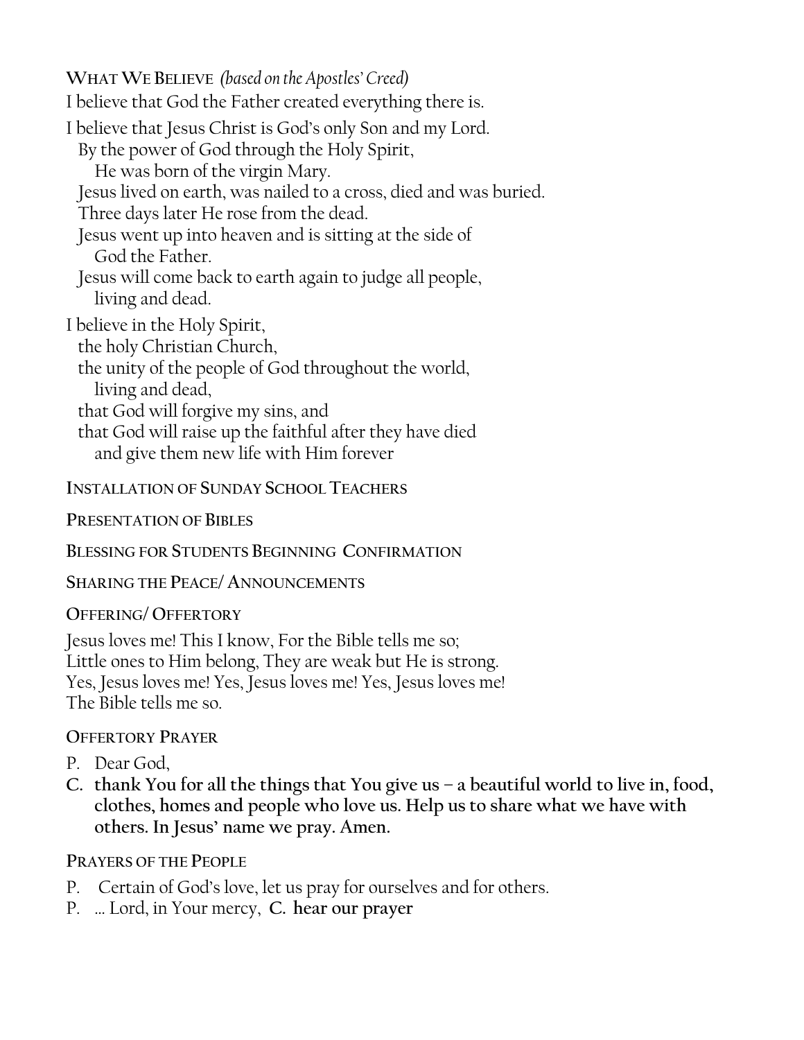## WHAT WE BELIEVE *(based on the Apostles' Creed)*

I believe that God the Father created everything there is.

I believe that Jesus Christ is God's only Son and my Lord.
  By the power of God through the Holy Spirit,
    He was born of the virgin Mary.
  Jesus lived on earth, was nailed to a cross, died and was buried.
  Three days later He rose from the dead.
  Jesus went up into heaven and is sitting at the side of
    God the Father.
  Jesus will come back to earth again to judge all people,
    living and dead.

I believe in the Holy Spirit,
  the holy Christian Church,
  the unity of the people of God throughout the world,
    living and dead,
  that God will forgive my sins, and
  that God will raise up the faithful after they have died
    and give them new life with Him forever

## INSTALLATION OF SUNDAY SCHOOL TEACHERS

## PRESENTATION OF BIBLES

## BLESSING FOR STUDENTS BEGINNING CONFIRMATION

## SHARING THE PEACE/ ANNOUNCEMENTS

## OFFERING/ OFFERTORY

Jesus loves me! This I know, For the Bible tells me so;
Little ones to Him belong, They are weak but He is strong.
Yes, Jesus loves me! Yes, Jesus loves me! Yes, Jesus loves me!
The Bible tells me so.

## OFFERTORY PRAYER

P. Dear God,

**C. thank You for all the things that You give us – a beautiful world to live in, food, clothes, homes and people who love us. Help us to share what we have with others. In Jesus' name we pray. Amen.**

## PRAYERS OF THE PEOPLE

P. Certain of God's love, let us pray for ourselves and for others.

P. … Lord, in Your mercy, **C. hear our prayer**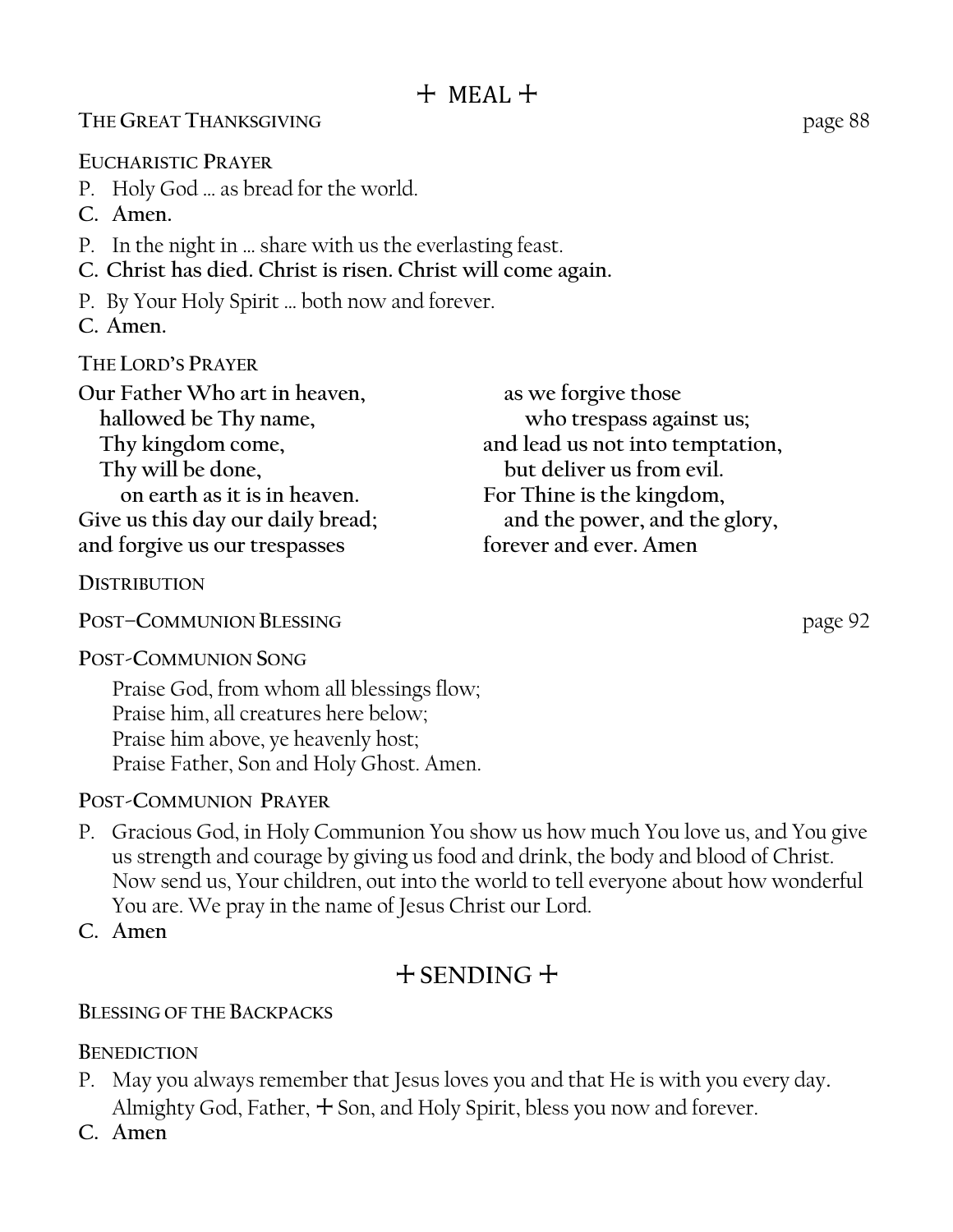## ✛ MEAL ✛

**THE GREAT THANKSGIVING** page 88

**EUCHARISTIC PRAYER**

P. Holy God … as bread for the world.

**C. Amen.**

P. In the night in … share with us the everlasting feast.

**C. Christ has died. Christ is risen. Christ will come again.**

P. By Your Holy Spirit … both now and forever.

**C. Amen.**

**THE LORD'S PRAYER**

**Our Father Who art in heaven,**
**hallowed be Thy name,**
**Thy kingdom come,**
**Thy will be done,**
**on earth as it is in heaven.**
**Give us this day our daily bread;**
**and forgive us our trespasses**
**as we forgive those**
**who trespass against us;**
**and lead us not into temptation,**
**but deliver us from evil.**
**For Thine is the kingdom,**
**and the power, and the glory,**
**forever and ever. Amen**

**DISTRIBUTION**

**POST–COMMUNION BLESSING** page 92

**POST-COMMUNION SONG**

Praise God, from whom all blessings flow;
Praise him, all creatures here below;
Praise him above, ye heavenly host;
Praise Father, Son and Holy Ghost. Amen.

**POST-COMMUNION PRAYER**

P. Gracious God, in Holy Communion You show us how much You love us, and You give us strength and courage by giving us food and drink, the body and blood of Christ. Now send us, Your children, out into the world to tell everyone about how wonderful You are. We pray in the name of Jesus Christ our Lord.

**C. Amen**

## ✛ SENDING ✛

**BLESSING OF THE BACKPACKS**

**BENEDICTION**

P. May you always remember that Jesus loves you and that He is with you every day. Almighty God, Father, ✛ Son, and Holy Spirit, bless you now and forever.

**C. Amen**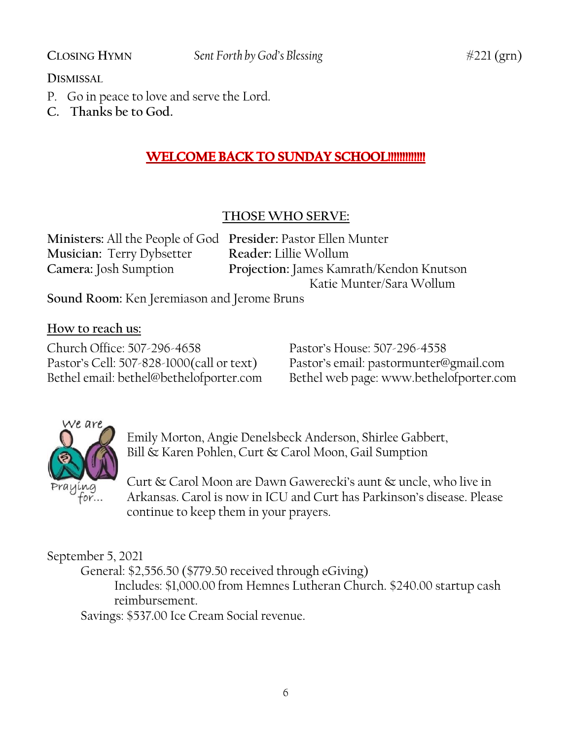**CLOSING HYMN** *Sent Forth by God's Blessing* #221 (grn)

**DISMISSAL**

P. Go in peace to love and serve the Lord.

**C. Thanks be to God.**

## WELCOME BACK TO SUNDAY SCHOOL!!!!!!!!!!!

## THOSE WHO SERVE:

**Ministers:** All the People of God
**Presider:** Pastor Ellen Munter
**Musician:** Terry Dybsetter
**Reader:** Lillie Wollum
**Camera:** Josh Sumption
**Projection:** James Kamrath/Kendon Knutson, Katie Munter/Sara Wollum
**Sound Room:** Ken Jeremiason and Jerome Bruns

### How to reach us:

Church Office: 507-296-4658
Pastor's House: 507-296-4558
Pastor's Cell: 507-828-1000(call or text)
Pastor's email: pastormunter@gmail.com
Bethel email: bethel@bethelofporter.com
Bethel web page: www.bethelofporter.com

We are Praying for...

Emily Morton, Angie Denelsbeck Anderson, Shirlee Gabbert, Bill & Karen Pohlen, Curt & Carol Moon, Gail Sumption

Curt & Carol Moon are Dawn Gawerecki's aunt & uncle, who live in Arkansas. Carol is now in ICU and Curt has Parkinson's disease. Please continue to keep them in your prayers.

September 5, 2021

General: $2,556.50 ($779.50 received through eGiving)
 Includes: $1,000.00 from Hemnes Lutheran Church. $240.00 startup cash reimbursement.

Savings: $537.00 Ice Cream Social revenue.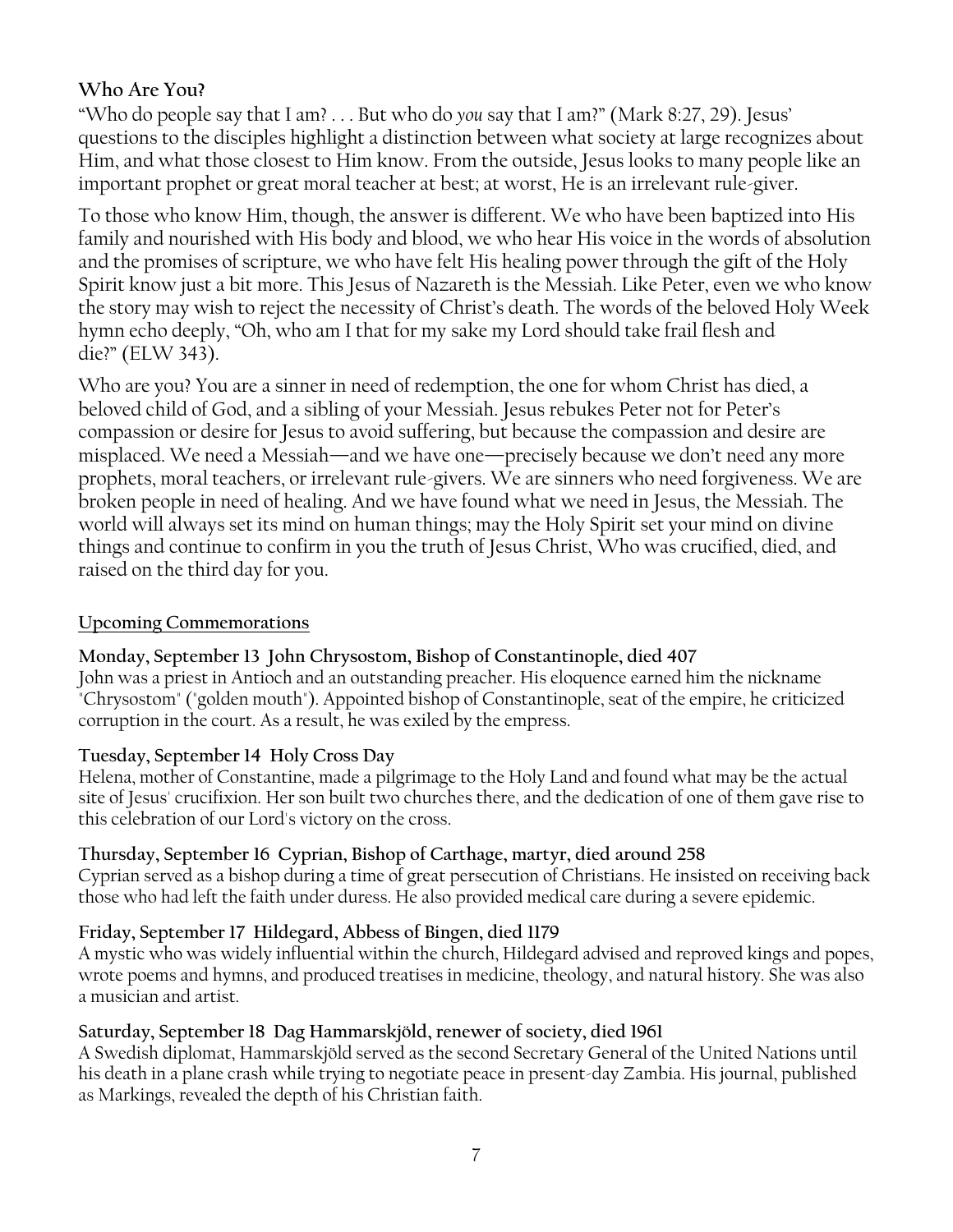## Who Are You?

"Who do people say that I am? . . . But who do *you* say that I am?" (Mark 8:27, 29). Jesus' questions to the disciples highlight a distinction between what society at large recognizes about Him, and what those closest to Him know. From the outside, Jesus looks to many people like an important prophet or great moral teacher at best; at worst, He is an irrelevant rule-giver.

To those who know Him, though, the answer is different. We who have been baptized into His family and nourished with His body and blood, we who hear His voice in the words of absolution and the promises of scripture, we who have felt His healing power through the gift of the Holy Spirit know just a bit more. This Jesus of Nazareth is the Messiah. Like Peter, even we who know the story may wish to reject the necessity of Christ's death. The words of the beloved Holy Week hymn echo deeply, "Oh, who am I that for my sake my Lord should take frail flesh and die?" (ELW 343).

Who are you? You are a sinner in need of redemption, the one for whom Christ has died, a beloved child of God, and a sibling of your Messiah. Jesus rebukes Peter not for Peter's compassion or desire for Jesus to avoid suffering, but because the compassion and desire are misplaced. We need a Messiah—and we have one—precisely because we don't need any more prophets, moral teachers, or irrelevant rule-givers. We are sinners who need forgiveness. We are broken people in need of healing. And we have found what we need in Jesus, the Messiah. The world will always set its mind on human things; may the Holy Spirit set your mind on divine things and continue to confirm in you the truth of Jesus Christ, Who was crucified, died, and raised on the third day for you.

## Upcoming Commemorations

**Monday, September 13 John Chrysostom, Bishop of Constantinople, died 407**

John was a priest in Antioch and an outstanding preacher. His eloquence earned him the nickname "Chrysostom" ("golden mouth"). Appointed bishop of Constantinople, seat of the empire, he criticized corruption in the court. As a result, he was exiled by the empress.

**Tuesday, September 14 Holy Cross Day**

Helena, mother of Constantine, made a pilgrimage to the Holy Land and found what may be the actual site of Jesus' crucifixion. Her son built two churches there, and the dedication of one of them gave rise to this celebration of our Lord's victory on the cross.

**Thursday, September 16 Cyprian, Bishop of Carthage, martyr, died around 258**

Cyprian served as a bishop during a time of great persecution of Christians. He insisted on receiving back those who had left the faith under duress. He also provided medical care during a severe epidemic.

**Friday, September 17 Hildegard, Abbess of Bingen, died 1179**

A mystic who was widely influential within the church, Hildegard advised and reproved kings and popes, wrote poems and hymns, and produced treatises in medicine, theology, and natural history. She was also a musician and artist.

**Saturday, September 18 Dag Hammarskjöld, renewer of society, died 1961**

A Swedish diplomat, Hammarskjöld served as the second Secretary General of the United Nations until his death in a plane crash while trying to negotiate peace in present-day Zambia. His journal, published as Markings, revealed the depth of his Christian faith.